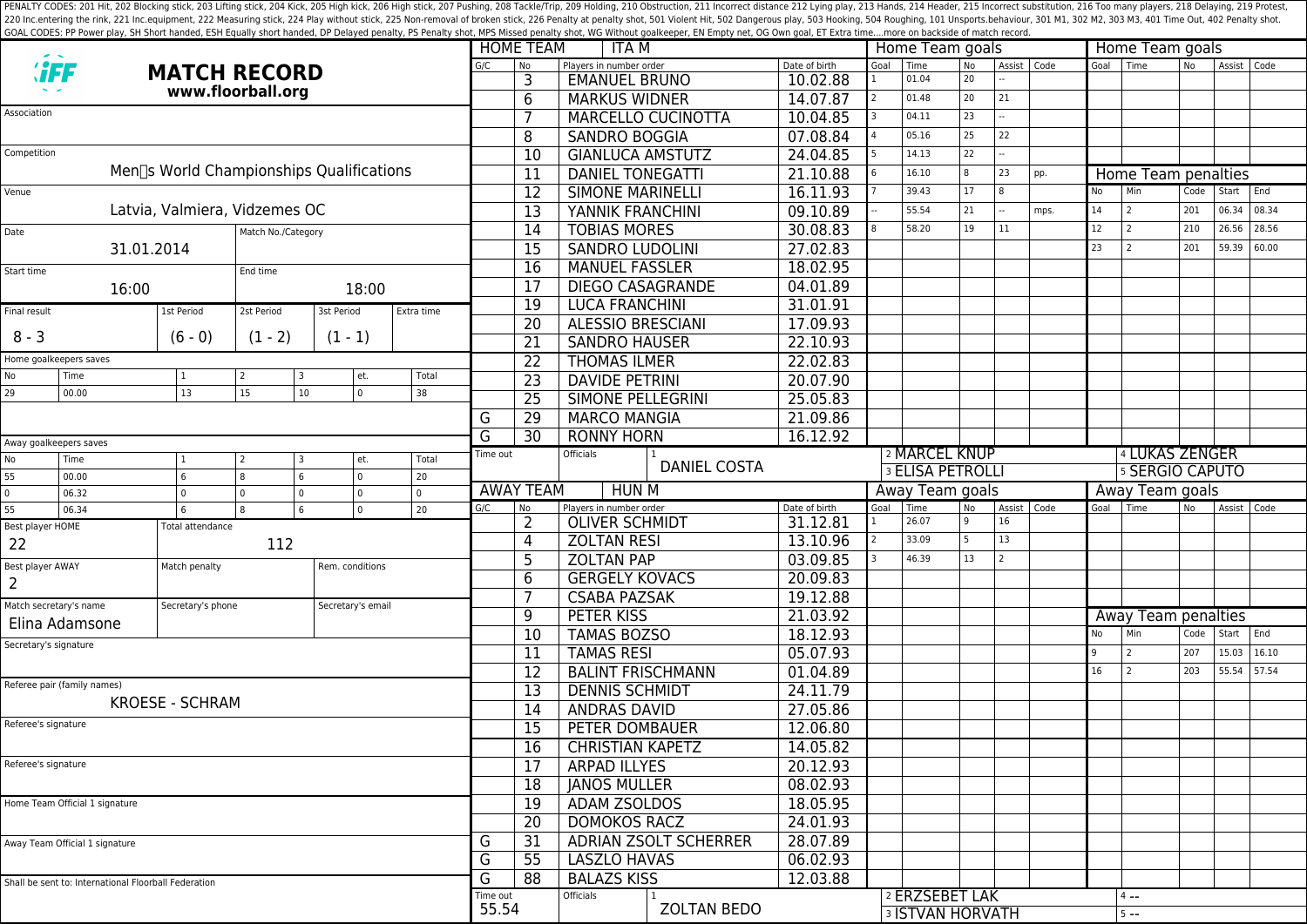PENALTY CODES: 201 Hit, 202 Blocking stick, 203 Lifting stick, 204 Kick, 205 High kick, 206 High stick, 207 Pushing, 208 Tackle/Trip, 209 Holding, 210 Obstruction, 211 Incorrect distance 212 Lying play, 213 Hands, 214 Header, 215 Incorrect substitution, 216 Too many players, 218 Delaying, 219 Protest, 220 Inc.entering the rink, 221 Inc.equipment, 222 Measuring stick, 224 Play without stick, 225 Non-removal of broken stick, 226 Penalty at penalty shot, 501 Violent Hit, 502 Dangerous play, 503 Hooking, 504 Roughing, 101 Unsports.behaviour, 301 M1, 302 M2, 303 M3, 401 Time Out, 402 Penalty shot.
GOAL CODES: PP Power play, SH Short handed, ESH Equally short handed, DP Delayed penalty, PS Penalty shot, MPS Missed penalty shot, WG Without goalkeeper, EN Empty net, OG Own goal, ET Extra time....more on backside of match record.

# MATCH RECORD

**www.floorball.org**

| | |
|---|---|
| Association | |
| Competition | Men's World Championships Qualifications |
| Venue | Latvia, Valmiera, Vidzemes OC |
| Date | 31.01.2014 |
| Match No./Category | |
| Start time | 16:00 |
| End time | 18:00 |
| Final result | 8 - 3 |
| 1st Period | (6 - 0) |
| 2st Period | (1 - 2) |
| 3st Period | (1 - 1) |
| Extra time | |

Home goalkeepers saves

| No | Time | 1 | 2 | 3 | et. | Total |
|---|---|---|---|---|---|---|
| 29 | 00.00 | 13 | 15 | 10 | 0 | 38 |

Away goalkeepers saves

| No | Time | 1 | 2 | 3 | et. | Total |
|---|---|---|---|---|---|---|
| 55 | 00.00 | 6 | 8 | 6 | 0 | 20 |
| 0 | 06.32 | 0 | 0 | 0 | 0 | 0 |
| 55 | 06.34 | 6 | 8 | 6 | 0 | 20 |

| | |
|---|---|
| Best player HOME | 22 |
| Total attendance | 112 |
| Best player AWAY | 2 |
| Match penalty | |
| Rem. conditions | |
| Match secretary's name | Elina Adamsone |
| Secretary's phone | |
| Secretary's email | |
| Secretary's signature | |
| Referee pair (family names) | KROESE - SCHRAM |
| Referee's signature | |
| Referee's signature | |
| Home Team Official 1 signature | |
| Away Team Official 1 signature | |

Shall be sent to: International Floorball Federation

## HOME TEAM: ITA M

| G/C | No | Players in number order | Date of birth |
|---|---|---|---|
| | 3 | EMANUEL BRUNO | 10.02.88 |
| | 6 | MARKUS WIDNER | 14.07.87 |
| | 7 | MARCELLO CUCINOTTA | 10.04.85 |
| | 8 | SANDRO BOGGIA | 07.08.84 |
| | 10 | GIANLUCA AMSTUTZ | 24.04.85 |
| | 11 | DANIEL TONEGATTI | 21.10.88 |
| | 12 | SIMONE MARINELLI | 16.11.93 |
| | 13 | YANNIK FRANCHINI | 09.10.89 |
| | 14 | TOBIAS MORES | 30.08.83 |
| | 15 | SANDRO LUDOLINI | 27.02.83 |
| | 16 | MANUEL FASSLER | 18.02.95 |
| | 17 | DIEGO CASAGRANDE | 04.01.89 |
| | 19 | LUCA FRANCHINI | 31.01.91 |
| | 20 | ALESSIO BRESCIANI | 17.09.93 |
| | 21 | SANDRO HAUSER | 22.10.93 |
| | 22 | THOMAS ILMER | 22.02.83 |
| | 23 | DAVIDE PETRINI | 20.07.90 |
| | 25 | SIMONE PELLEGRINI | 25.05.83 |
| G | 29 | MARCO MANGIA | 21.09.86 |
| G | 30 | RONNY HORN | 16.12.92 |

Time out:

Officials: 1 DANIEL COSTA, 2 MARCEL KNUP, 3 ELISA PETROLLI, 4 LUKAS ZENGER, 5 SERGIO CAPUTO

Home Team goals

| Goal | Time | No | Assist | Code |
|---|---|---|---|---|
| 1 | 01.04 | 20 | -- | |
| 2 | 01.48 | 20 | 21 | |
| 3 | 04.11 | 23 | -- | |
| 4 | 05.16 | 25 | 22 | |
| 5 | 14.13 | 22 | -- | |
| 6 | 16.10 | 8 | 23 | pp. |
| 7 | 39.43 | 17 | 8 | |
| -- | 55.54 | 21 | -- | mps. |
| 8 | 58.20 | 19 | 11 | |

Home Team penalties

| No | Min | Code | Start | End |
|---|---|---|---|---|
| 14 | 2 | 201 | 06.34 | 08.34 |
| 12 | 2 | 210 | 26.56 | 28.56 |
| 23 | 2 | 201 | 59.39 | 60.00 |

## AWAY TEAM: HUN M

| G/C | No | Players in number order | Date of birth |
|---|---|---|---|
| | 2 | OLIVER SCHMIDT | 31.12.81 |
| | 4 | ZOLTAN RESI | 13.10.96 |
| | 5 | ZOLTAN PAP | 03.09.85 |
| | 6 | GERGELY KOVACS | 20.09.83 |
| | 7 | CSABA PAZSAK | 19.12.88 |
| | 9 | PETER KISS | 21.03.92 |
| | 10 | TAMAS BOZSO | 18.12.93 |
| | 11 | TAMAS RESI | 05.07.93 |
| | 12 | BALINT FRISCHMANN | 01.04.89 |
| | 13 | DENNIS SCHMIDT | 24.11.79 |
| | 14 | ANDRAS DAVID | 27.05.86 |
| | 15 | PETER DOMBAUER | 12.06.80 |
| | 16 | CHRISTIAN KAPETZ | 14.05.82 |
| | 17 | ARPAD ILLYES | 20.12.93 |
| | 18 | JANOS MULLER | 08.02.93 |
| | 19 | ADAM ZSOLDOS | 18.05.95 |
| | 20 | DOMOKOS RACZ | 24.01.93 |
| G | 31 | ADRIAN ZSOLT SCHERRER | 28.07.89 |
| G | 55 | LASZLO HAVAS | 06.02.93 |
| G | 88 | BALAZS KISS | 12.03.88 |

Time out: 55.54

Officials: 1 ZOLTAN BEDO, 2 ERZSEBET LAK, 3 ISTVAN HORVATH, 4 --, 5 --

Away Team goals

| Goal | Time | No | Assist | Code |
|---|---|---|---|---|
| 1 | 26.07 | 9 | 16 | |
| 2 | 33.09 | 5 | 13 | |
| 3 | 46.39 | 13 | 2 | |

Away Team penalties

| No | Min | Code | Start | End |
|---|---|---|---|---|
| 9 | 2 | 207 | 15.03 | 16.10 |
| 16 | 2 | 203 | 55.54 | 57.54 |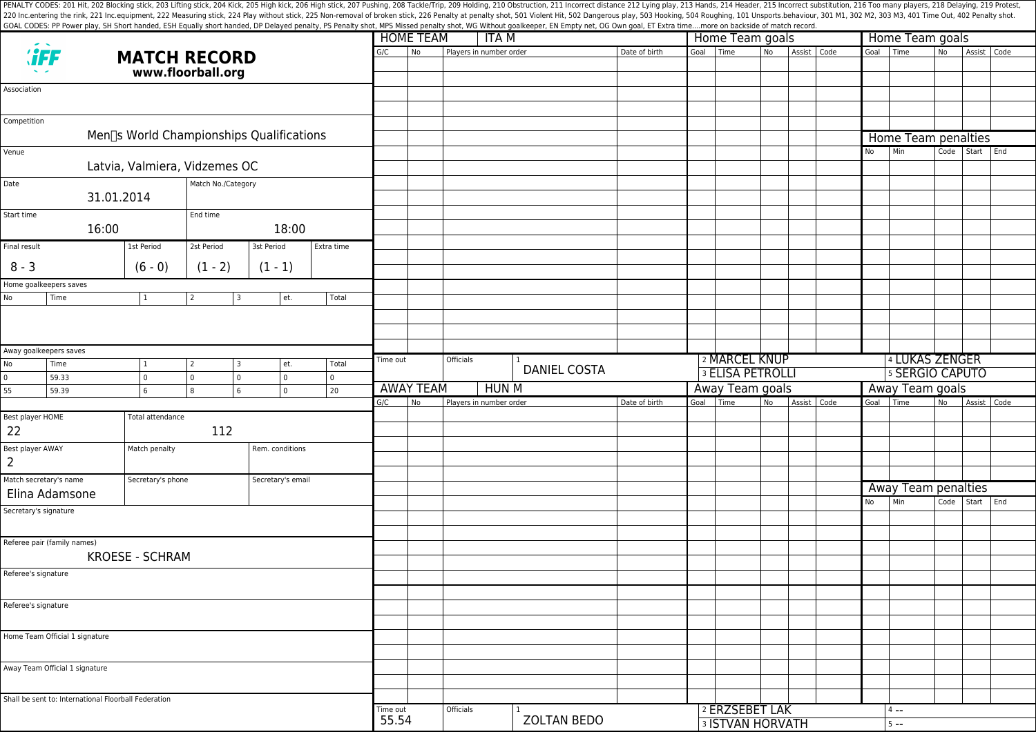PENALTY CODES: 201 Hit, 202 Blocking stick, 203 Lifting stick, 204 Kick, 205 High kick, 206 High stick, 207 Pushing, 208 Tackle/Trip, 209 Holding, 210 Obstruction, 211 Incorrect distance 212 Lying play, 213 Hands, 214 Header, 215 Incorrect substitution, 216 Too many players, 218 Delaying, 219 Protest, 220 Inc.entering the rink, 221 Inc.equipment, 222 Measuring stick, 224 Play without stick, 225 Non-removal of broken stick, 226 Penalty at penalty shot, 501 Violent Hit, 502 Dangerous play, 503 Hooking, 504 Roughing, 101 Unsports.behaviour, 301 M1, 302 M2, 303 M3, 401 Time Out, 402 Penalty shot.
GOAL CODES: PP Power play, SH Short handed, ESH Equally short handed, DP Delayed penalty, PS Penalty shot, MPS Missed penalty shot, WG Without goalkeeper, EN Empty net, OG Own goal, ET Extra time....more on backside of match record.

# MATCH RECORD

**www.floorball.org**

| Field | Value |
|---|---|
| Association | |
| Competition | Men's World Championships Qualifications |
| Venue | Latvia, Valmiera, Vidzemes OC |
| Date | 31.01.2014 |
| Match No./Category | |
| Start time | 16:00 |
| End time | 18:00 |

| Final result | 1st Period | 2st Period | 3st Period | Extra time |
|---|---|---|---|---|
| 8 - 3 | (6 - 0) | (1 - 2) | (1 - 1) | |

Home goalkeepers saves

| No | Time | 1 | 2 | 3 | et. | Total |
|---|---|---|---|---|---|---|
| | | | | | | |

Away goalkeepers saves

| No | Time | 1 | 2 | 3 | et. | Total |
|---|---|---|---|---|---|---|
| 0 | 59.33 | 0 | 0 | 0 | 0 | 0 |
| 55 | 59.39 | 6 | 8 | 6 | 0 | 20 |

| Best player HOME | Total attendance | |
|---|---|---|
| 22 | 112 | |
| **Best player AWAY** | **Match penalty** | **Rem. conditions** |
| 2 | | |

| Match secretary's name | Secretary's phone | Secretary's email |
|---|---|---|
| Elina Adamsone | | |

Secretary's signature

Referee pair (family names): KROESE - SCHRAM

Referee's signature

Referee's signature

Home Team Official 1 signature

Away Team Official 1 signature

Shall be sent to: International Floorball Federation

## HOME TEAM: ITA M

| G/C | No | Players in number order | Date of birth |
|---|---|---|---|
| | | | |

Home Team goals

| Goal | Time | No | Assist | Code |
|---|---|---|---|---|
| | | | | |

Home Team penalties

| No | Min | Code | Start | End |
|---|---|---|---|---|
| | | | | |

| Time out | Officials | |
|---|---|---|
| | 1 DANIEL COSTA | 2 MARCEL KNUP |
| | 3 ELISA PETROLLI | 4 LUKAS ZENGER |
| | 5 SERGIO CAPUTO | |

## AWAY TEAM: HUN M

| G/C | No | Players in number order | Date of birth |
|---|---|---|---|
| | | | |

Away Team goals

| Goal | Time | No | Assist | Code |
|---|---|---|---|---|
| | | | | |

Away Team penalties

| No | Min | Code | Start | End |
|---|---|---|---|---|
| | | | | |

| Time out | Officials | |
|---|---|---|
| 55.54 | 1 ZOLTAN BEDO | 2 ERZSEBET LAK |
| | 3 ISTVAN HORVATH | 4 -- |
| | 5 -- | |